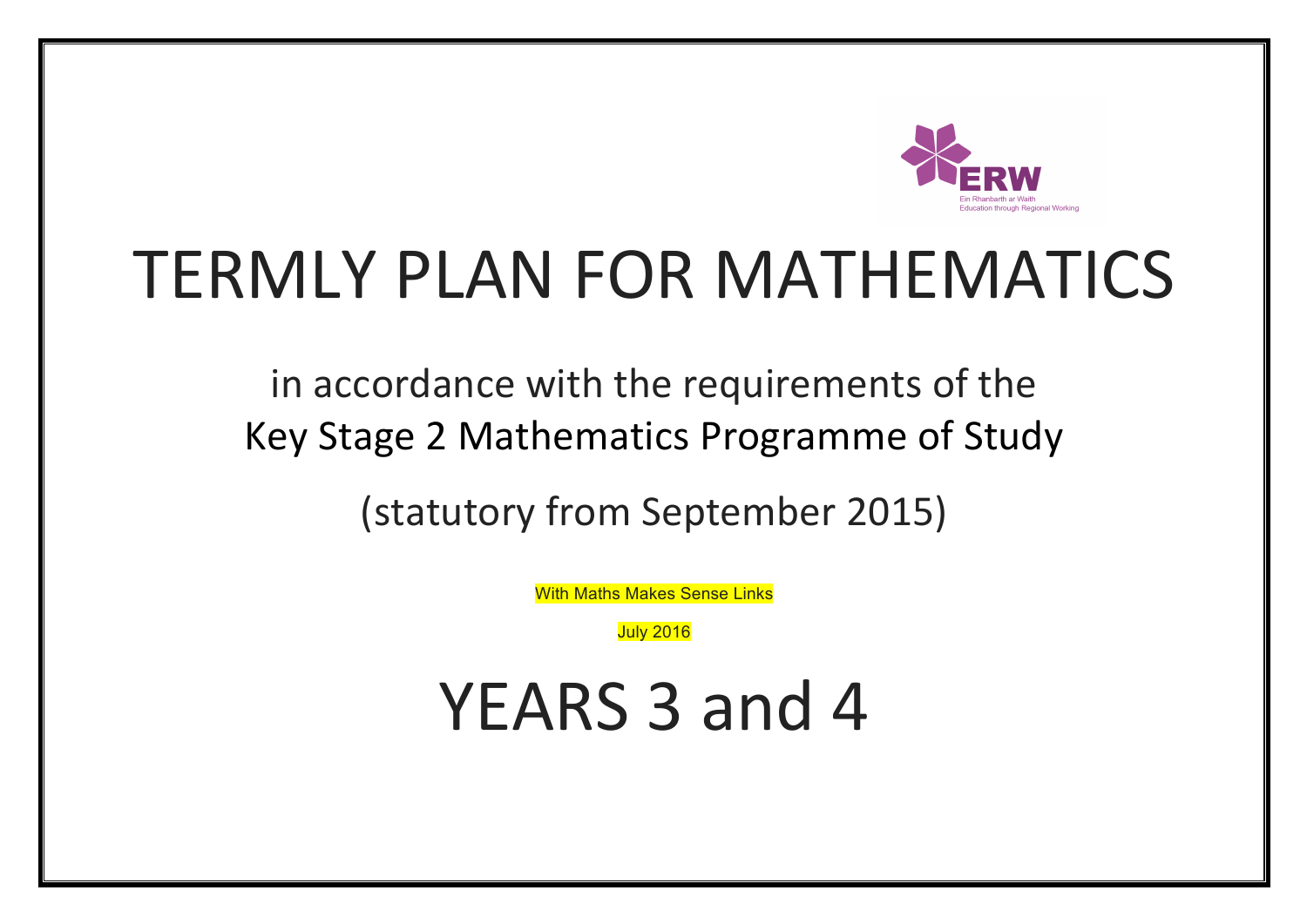ERW

Ein Rhanbarth ar Waith
Education through Regional Working

# TERMLY PLAN FOR MATHEMATICS

## in accordance with the requirements of the Key Stage 2 Mathematics Programme of Study

## (statutory from September 2015)

With Maths Makes Sense Links

July 2016

# YEARS 3 and 4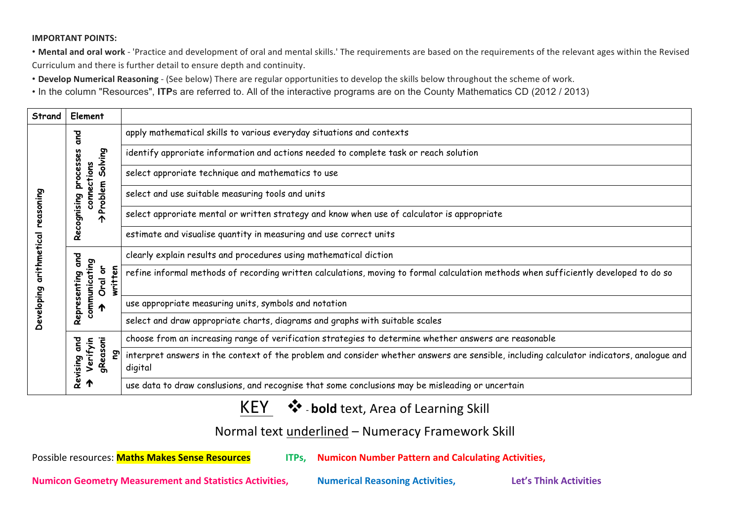**IMPORTANT POINTS:**

- **Mental and oral work** - 'Practice and development of oral and mental skills.' The requirements are based on the requirements of the relevant ages within the Revised Curriculum and there is further detail to ensure depth and continuity.
- **Develop Numerical Reasoning** - (See below) There are regular opportunities to develop the skills below throughout the scheme of work.
- In the column "Resources", **ITP**s are referred to. All of the interactive programs are on the County Mathematics CD (2012 / 2013)

| Strand | Element | |
|---|---|---|
| Developing arithmetical reasoning | Recognising processes and connections →Problem Solving | apply mathematical skills to various everyday situations and contexts |
| | | identify approriate information and actions needed to complete task or reach solution |
| | | select approriate technique and mathematics to use |
| | | select and use suitable measuring tools and units |
| | | select approriate mental or written strategy and know when use of calculator is appropriate |
| | | estimate and visualise quantity in measuring and use correct units |
| | Representing and communicating → Oral or written | clearly explain results and procedures using mathematical diction |
| | | refine informal methods of recording written calculations, moving to formal calculation methods when sufficiently developed to do so |
| | | use appropriate measuring units, symbols and notation |
| | | select and draw appropriate charts, diagrams and graphs with suitable scales |
| | Revising and → Verifyin gReasoni ng | choose from an increasing range of verification strategies to determine whether answers are reasonable |
| | | interpret answers in the context of the problem and consider whether answers are sensible, including calculator indicators, analogue and digital |
| | | use data to draw conslusions, and recognise that some conclusions may be misleading or uncertain |

KEY ❖ - **bold** text, Area of Learning Skill

Normal text underlined – Numeracy Framework Skill

Possible resources: **Maths Makes Sense Resources** **ITPs,** **Numicon Number Pattern and Calculating Activities,**

**Numicon Geometry Measurement and Statistics Activities,** **Numerical Reasoning Activities,** **Let's Think Activities**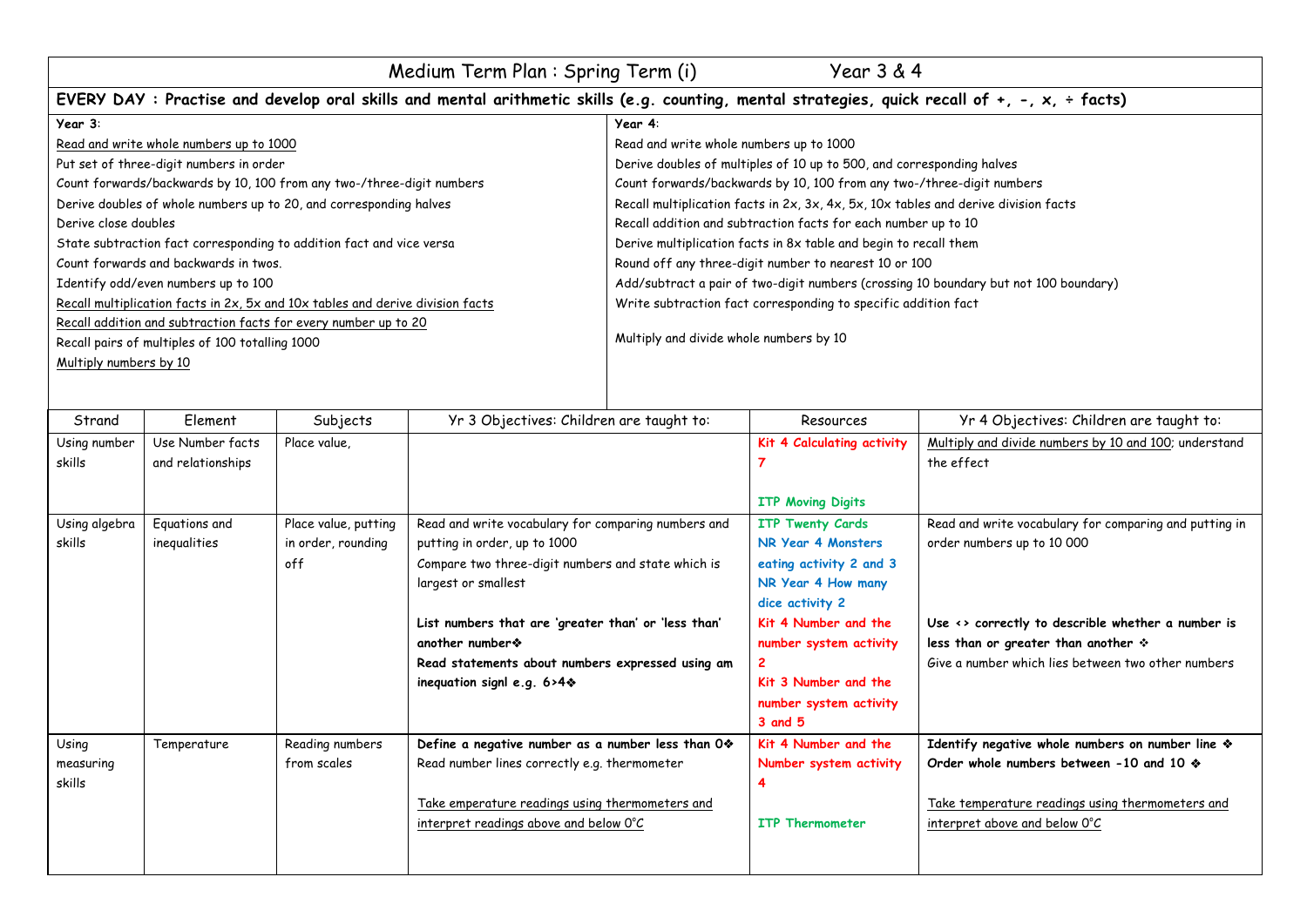# Medium Term Plan : Spring Term (i) Year 3 & 4

**EVERY DAY : Practise and develop oral skills and mental arithmetic skills (e.g. counting, mental strategies, quick recall of +, -, x, ÷ facts)**

| Year 3: | Year 4: |
|---|---|
| Read and write whole numbers up to 1000<br>Put set of three-digit numbers in order<br>Count forwards/backwards by 10, 100 from any two-/three-digit numbers<br>Derive doubles of whole numbers up to 20, and corresponding halves<br>Derive close doubles<br>State subtraction fact corresponding to addition fact and vice versa<br>Count forwards and backwards in twos.<br>Identify odd/even numbers up to 100<br>Recall multiplication facts in 2x, 5x and 10x tables and derive division facts<br>Recall addition and subtraction facts for every number up to 20<br>Recall pairs of multiples of 100 totalling 1000<br>Multiply numbers by 10 | Read and write whole numbers up to 1000<br>Derive doubles of multiples of 10 up to 500, and corresponding halves<br>Count forwards/backwards by 10, 100 from any two-/three-digit numbers<br>Recall multiplication facts in 2x, 3x, 4x, 5x, 10x tables and derive division facts<br>Recall addition and subtraction facts for each number up to 10<br>Derive multiplication facts in 8x table and begin to recall them<br>Round off any three-digit number to nearest 10 or 100<br>Add/subtract a pair of two-digit numbers (crossing 10 boundary but not 100 boundary)<br>Write subtraction fact corresponding to specific addition fact<br>Multiply and divide whole numbers by 10 |

| Strand | Element | Subjects | Yr 3 Objectives: Children are taught to: | Resources | Yr 4 Objectives: Children are taught to: |
|---|---|---|---|---|---|
| Using number skills | Use Number facts and relationships | Place value, | | Kit 4 Calculating activity 7<br><br>ITP Moving Digits | Multiply and divide numbers by 10 and 100; understand the effect |
| Using algebra skills | Equations and inequalities | Place value, putting in order, rounding off | Read and write vocabulary for comparing numbers and putting in order, up to 1000<br>Compare two three-digit numbers and state which is largest or smallest<br><br>**List numbers that are 'greater than' or 'less than' another number❖**<br>**Read statements about numbers expressed using am inequation signl e.g. 6>4❖** | ITP Twenty Cards<br>NR Year 4 Monsters eating activity 2 and 3<br>NR Year 4 How many dice activity 2<br>Kit 4 Number and the number system activity 2<br>Kit 3 Number and the number system activity 3 and 5 | Read and write vocabulary for comparing and putting in order numbers up to 10 000<br><br>**Use <> correctly to describe whether a number is less than or greater than another ❖**<br>Give a number which lies between two other numbers |
| Using measuring skills | Temperature | Reading numbers from scales | **Define a negative number as a number less than 0❖**<br>Read number lines correctly e.g. thermometer<br><br>Take emperature readings using thermometers and interpret readings above and below 0°C | Kit 4 Number and the Number system activity 4<br><br>ITP Thermometer | **Identify negative whole numbers on number line ❖**<br>**Order whole numbers between -10 and 10 ❖**<br><br>Take temperature readings using thermometers and interpret above and below 0°C |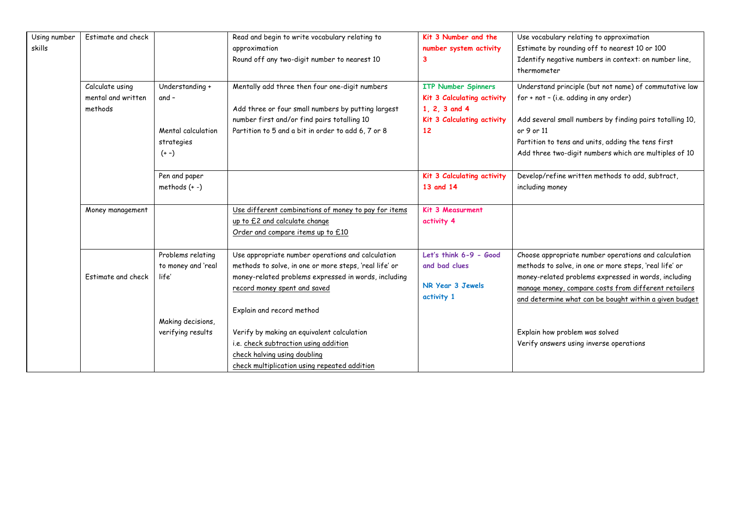| | | | | | |
|---|---|---|---|---|---|
| Using number skills | Estimate and check | | Read and begin to write vocabulary relating to approximation<br>Round off any two-digit number to nearest 10 | **Kit 3 Number and the number system activity 3** | Use vocabulary relating to approximation<br>Estimate by rounding off to nearest 10 or 100<br>Identify negative numbers in context: on number line, thermometer |
| | Calculate using mental and written methods | Understanding + and –<br><br>Mental calculation strategies (+ –) | Mentally add three then four one-digit numbers<br><br>Add three or four small numbers by putting largest number first and/or find pairs totalling 10<br>Partition to 5 and a bit in order to add 6, 7 or 8 | **ITP Number Spinners**<br>**Kit 3 Calculating activity 1, 2, 3 and 4**<br>**Kit 3 Calculating activity 12** | Understand principle (but not name) of commutative law for + not – (i.e. adding in any order)<br><br>Add several small numbers by finding pairs totalling 10, or 9 or 11<br>Partition to tens and units, adding the tens first<br>Add three two-digit numbers which are multiples of 10 |
| | | Pen and paper methods (+ -) | | **Kit 3 Calculating activity 13 and 14** | Develop/refine written methods to add, subtract, including money |
| | Money management | | <u>Use different combinations of money to pay for items up to £2 and calculate change</u><br><u>Order and compare items up to £10</u> | **Kit 3 Measurment activity 4** | |
| | Estimate and check | Problems relating to money and 'real life'<br><br>Making decisions, verifying results | Use appropriate number operations and calculation methods to solve, in one or more steps, 'real life' or money-related problems expressed in words, including <u>record money spent and saved</u><br><br>Explain and record method<br><br>Verify by making an equivalent calculation i.e. <u>check subtraction using addition</u><br><u>check halving using doubling</u><br><u>check multiplication using repeated addition</u> | **Let's think 6-9 - Good and bad clues**<br><br>**NR Year 3 Jewels activity 1** | Choose appropriate number operations and calculation methods to solve, in one or more steps, 'real life' or money-related problems expressed in words, including <u>manage money, compare costs from different retailers and determine what can be bought within a given budget</u><br><br>Explain how problem was solved<br>Verify answers using inverse operations |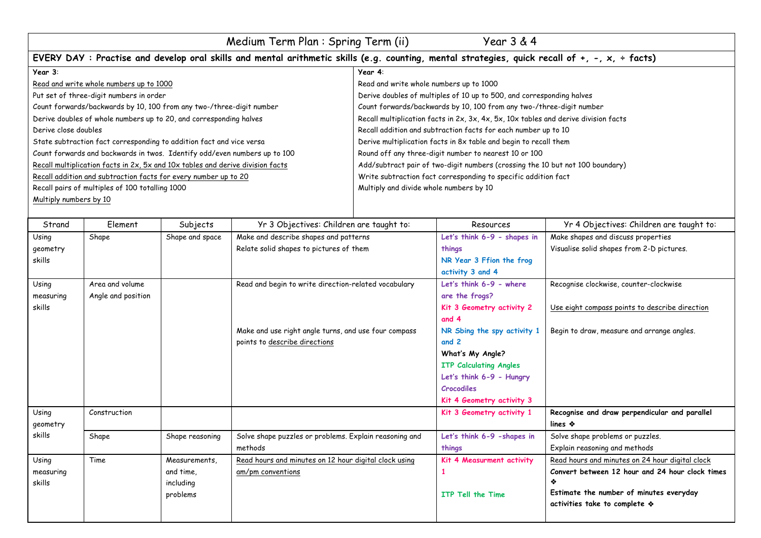# Medium Term Plan : Spring Term (ii) Year 3 & 4

**EVERY DAY : Practise and develop oral skills and mental arithmetic skills (e.g. counting, mental strategies, quick recall of +, -, x, ÷ facts)**

| **Year 3**: | **Year 4**: |
|---|---|
| Read and write whole numbers up to 1000<br>Put set of three-digit numbers in order<br>Count forwards/backwards by 10, 100 from any two-/three-digit number<br>Derive doubles of whole numbers up to 20, and corresponding halves<br>Derive close doubles<br>State subtraction fact corresponding to addition fact and vice versa<br>Count forwards and backwards in twos. Identify odd/even numbers up to 100<br>Recall multiplication facts in 2x, 5x and 10x tables and derive division facts<br>Recall addition and subtraction facts for every number up to 20<br>Recall pairs of multiples of 100 totalling 1000<br>Multiply numbers by 10 | Read and write whole numbers up to 1000<br>Derive doubles of multiples of 10 up to 500, and corresponding halves<br>Count forwards/backwards by 10, 100 from any two-/three-digit number<br>Recall multiplication facts in 2x, 3x, 4x, 5x, 10x tables and derive division facts<br>Recall addition and subtraction facts for each number up to 10<br>Derive multiplication facts in 8x table and begin to recall them<br>Round off any three-digit number to nearest 10 or 100<br>Add/subtract pair of two-digit numbers (crossing the 10 but not 100 boundary)<br>Write subtraction fact corresponding to specific addition fact<br>Multiply and divide whole numbers by 10 |

| Strand | Element | Subjects | Yr 3 Objectives: Children are taught to: | Resources | Yr 4 Objectives: Children are taught to: |
|---|---|---|---|---|---|
| Using geometry skills | Shape | Shape and space | Make and describe shapes and patterns<br>Relate solid shapes to pictures of them | **Let's think 6-9 - shapes in things**<br>**NR Year 3 Ffion the frog activity 3 and 4** | Make shapes and discuss properties<br>Visualise solid shapes from 2-D pictures. |
| Using measuring skills | Area and volume<br>Angle and position | | Read and begin to write direction-related vocabulary<br><br>Make and use right angle turns, and use four compass points to describe directions | **Let's think 6-9 - where are the frogs?**<br>**Kit 3 Geometry activity 2 and 4**<br>**NR Sbing the spy activity 1 and 2**<br>**What's My Angle?**<br>**ITP Calculating Angles**<br>**Let's think 6-9 - Hungry Crocodiles**<br>**Kit 4 Geometry activity 3** | Recognise clockwise, counter-clockwise<br><br>Use eight compass points to describe direction<br><br>Begin to draw, measure and arrange angles. |
| Using geometry skills | Construction | | | **Kit 3 Geometry activity 1** | **Recognise and draw perpendicular and parallel lines ❖** |
| | Shape | Shape reasoning | Solve shape puzzles or problems. Explain reasoning and methods | **Let's think 6-9 -shapes in things** | Solve shape problems or puzzles.<br>Explain reasoning and methods |
| Using measuring skills | Time | Measurements, and time, including problems | Read hours and minutes on 12 hour digital clock using am/pm conventions | **Kit 4 Measurment activity 1**<br><br>**ITP Tell the Time** | Read hours and minutes on 24 hour digital clock<br>**Convert between 12 hour and 24 hour clock times ❖**<br>**Estimate the number of minutes everyday activities take to complete ❖** |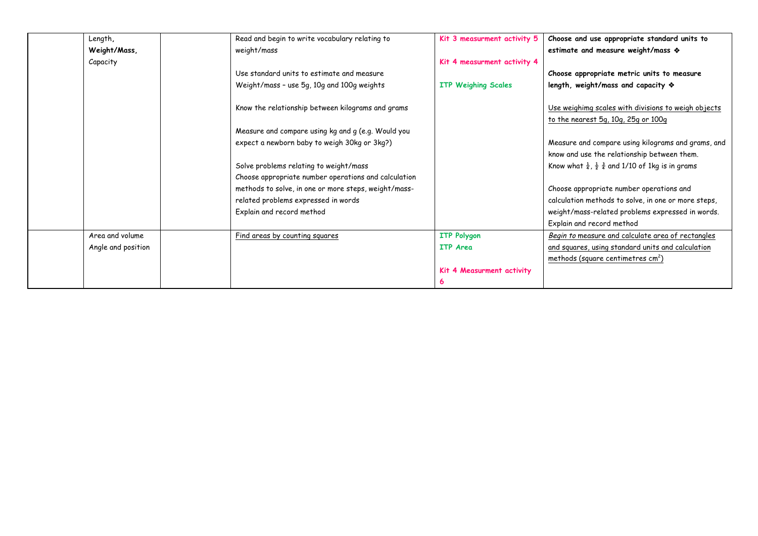| | | | | | |
|---|---|---|---|---|---|
| | Length, **Weight/Mass,** Capacity | | Read and begin to write vocabulary relating to weight/mass<br><br>Use standard units to estimate and measure Weight/mass – use 5g, 10g and 100g weights<br><br>Know the relationship between kilograms and grams<br><br>Measure and compare using kg and g (e.g. Would you expect a newborn baby to weigh 30kg or 3kg?)<br><br>Solve problems relating to weight/mass<br>Choose appropriate number operations and calculation methods to solve, in one or more steps, weight/mass-related problems expressed in words<br>Explain and record method | **Kit 3 measurment activity 5**<br><br>**Kit 4 measurment activity 4**<br><br>**ITP Weighing Scales** | **Choose and use appropriate standard units to estimate and measure weight/mass ❖**<br><br>**Choose appropriate metric units to measure length, weight/mass and capacity ❖**<br><br>Use weighimg scales with divisions to weigh objects to the nearest 5g, 10g, 25g or 100g<br><br>Measure and compare using kilograms and grams, and know and use the relationship between them.<br>Know what $\frac{1}{4}$, $\frac{1}{2}$ $\frac{3}{4}$ and 1/10 of 1kg is in grams<br><br>Choose appropriate number operations and calculation methods to solve, in one or more steps, weight/mass-related problems expressed in words.<br>Explain and record method |
| | Area and volume<br>Angle and position | | Find areas by counting squares | **ITP Polygon**<br>**ITP Area**<br><br>**Kit 4 Measurment activity 6** | *Begin to* measure and calculate area of rectangles and squares, using standard units and calculation methods (square centimetres $cm^2$) |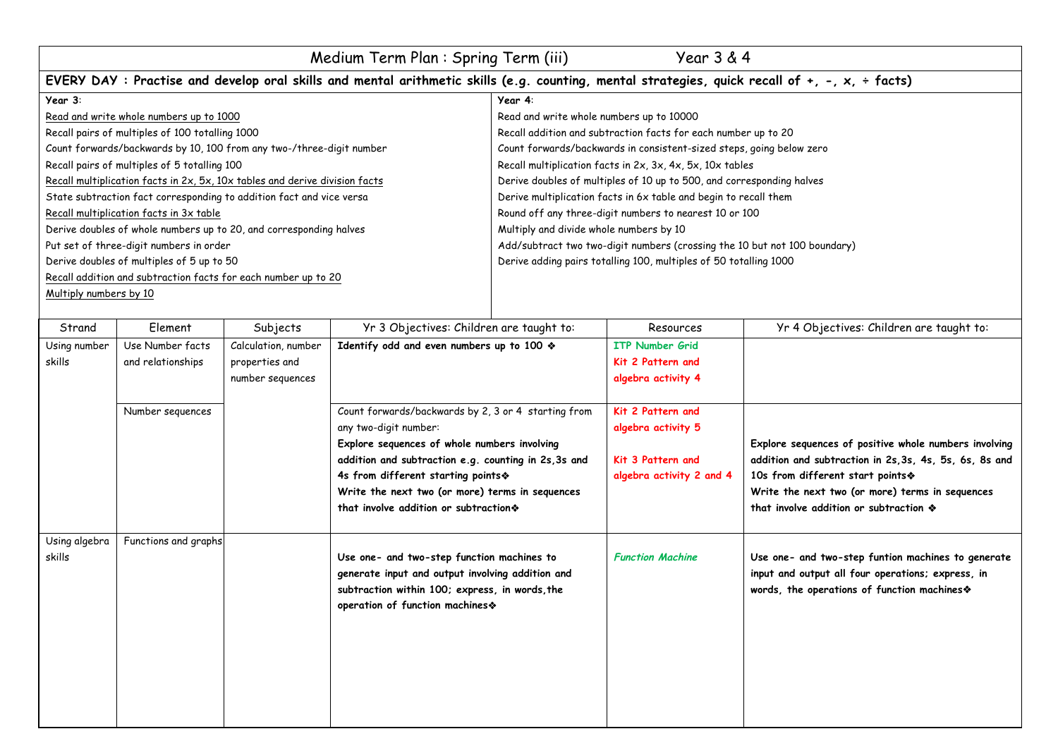# Medium Term Plan : Spring Term (iii) Year 3 & 4

**EVERY DAY : Practise and develop oral skills and mental arithmetic skills (e.g. counting, mental strategies, quick recall of +, -, x, ÷ facts)**

**Year 3**:

<u>Read and write whole numbers up to 1000</u>
Recall pairs of multiples of 100 totalling 1000
Count forwards/backwards by 10, 100 from any two-/three-digit number
Recall pairs of multiples of 5 totalling 100
<u>Recall multiplication facts in 2x, 5x, 10x tables and derive division facts</u>
State subtraction fact corresponding to addition fact and vice versa
<u>Recall multiplication facts in 3x table</u>
Derive doubles of whole numbers up to 20, and corresponding halves
Put set of three-digit numbers in order
Derive doubles of multiples of 5 up to 50
<u>Recall addition and subtraction facts for each number up to 20</u>
<u>Multiply numbers by 10</u>

**Year 4**:

Read and write whole numbers up to 10000
Recall addition and subtraction facts for each number up to 20
Count forwards/backwards in consistent-sized steps, going below zero
Recall multiplication facts in 2x, 3x, 4x, 5x, 10x tables
Derive doubles of multiples of 10 up to 500, and corresponding halves
Derive multiplication facts in 6x table and begin to recall them
Round off any three-digit numbers to nearest 10 or 100
Multiply and divide whole numbers by 10
Add/subtract two two-digit numbers (crossing the 10 but not 100 boundary)
Derive adding pairs totalling 100, multiples of 50 totalling 1000

| Strand | Element | Subjects | Yr 3 Objectives: Children are taught to: | Resources | Yr 4 Objectives: Children are taught to: |
|---|---|---|---|---|---|
| Using number skills | Use Number facts and relationships | Calculation, number properties and number sequences | **Identify odd and even numbers up to 100 ❖** | **ITP Number Grid**<br>**Kit 2 Pattern and algebra activity 4** | |
| | Number sequences | | Count forwards/backwards by 2, 3 or 4 starting from any two-digit number:<br>**Explore sequences of whole numbers involving addition and subtraction e.g. counting in 2s,3s and 4s from different starting points❖**<br>**Write the next two (or more) terms in sequences that involve addition or subtraction❖** | **Kit 2 Pattern and algebra activity 5**<br><br>**Kit 3 Pattern and algebra activity 2 and 4** | **Explore sequences of positive whole numbers involving addition and subtraction in 2s,3s, 4s, 5s, 6s, 8s and 10s from different start points❖**<br>**Write the next two (or more) terms in sequences that involve addition or subtraction ❖** |
| Using algebra skills | Functions and graphs | | **Use one- and two-step function machines to generate input and output involving addition and subtraction within 100; express, in words,the operation of function machines❖** | ***Function Machine*** | **Use one- and two-step funtion machines to generate input and output all four operations; express, in words, the operations of function machines❖** |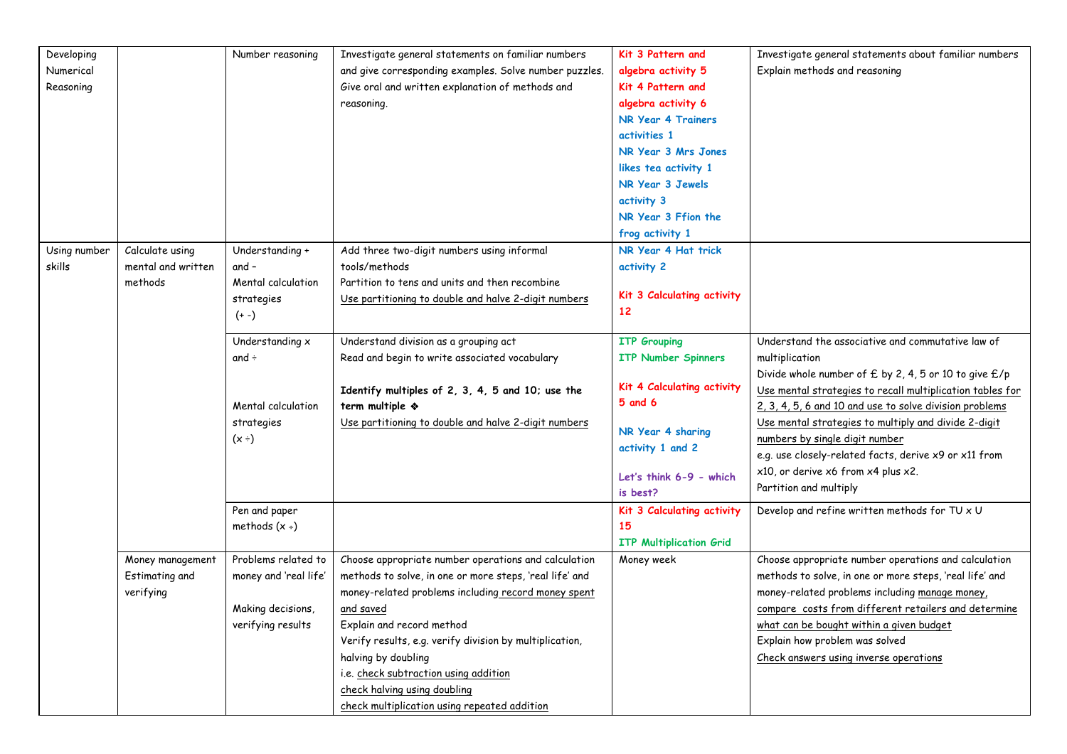| | | | | | |
|---|---|---|---|---|---|
| Developing Numerical Reasoning | | Number reasoning | Investigate general statements on familiar numbers and give corresponding examples. Solve number puzzles. Give oral and written explanation of methods and reasoning. | **Kit 3 Pattern and algebra activity 5**<br>**Kit 4 Pattern and algebra activity 6**<br>**NR Year 4 Trainers activities 1**<br>**NR Year 3 Mrs Jones likes tea activity 1**<br>**NR Year 3 Jewels activity 3**<br>**NR Year 3 Ffion the frog activity 1** | Investigate general statements about familiar numbers<br>Explain methods and reasoning |
| Using number skills | Calculate using mental and written methods | Understanding + and –<br>Mental calculation strategies (+ -) | Add three two-digit numbers using informal tools/methods<br>Partition to tens and units and then recombine<br>Use partitioning to double and halve 2-digit numbers | **NR Year 4 Hat trick activity 2**<br><br>**Kit 3 Calculating activity 12** | |
| | | Understanding x and ÷<br><br>Mental calculation strategies (x ÷) | Understand division as a grouping act<br>Read and begin to write associated vocabulary<br><br>**Identify multiples of 2, 3, 4, 5 and 10; use the term multiple ❖**<br>Use partitioning to double and halve 2-digit numbers | **ITP Grouping**<br>**ITP Number Spinners**<br><br>**Kit 4 Calculating activity 5 and 6**<br><br>**NR Year 4 sharing activity 1 and 2**<br><br>**Let's think 6-9 - which is best?** | Understand the associative and commutative law of multiplication<br>Divide whole number of £ by 2, 4, 5 or 10 to give £/p<br>Use mental strategies to recall multiplication tables for 2, 3, 4, 5, 6 and 10 and use to solve division problems<br>Use mental strategies to multiply and divide 2-digit numbers by single digit number<br>e.g. use closely-related facts, derive x9 or x11 from x10, or derive x6 from x4 plus x2.<br>Partition and multiply |
| | | Pen and paper methods (x ÷) | | **Kit 3 Calculating activity 15**<br>**ITP Multiplication Grid** | Develop and refine written methods for TU x U |
| | Money management<br>Estimating and verifying | Problems related to money and 'real life'<br><br>Making decisions, verifying results | Choose appropriate number operations and calculation methods to solve, in one or more steps, 'real life' and money-related problems including record money spent and saved<br>Explain and record method<br>Verify results, e.g. verify division by multiplication, halving by doubling<br>i.e. check subtraction using addition<br>check halving using doubling<br>check multiplication using repeated addition | Money week | Choose appropriate number operations and calculation methods to solve, in one or more steps, 'real life' and money-related problems including manage money, compare costs from different retailers and determine what can be bought within a given budget<br>Explain how problem was solved<br>Check answers using inverse operations |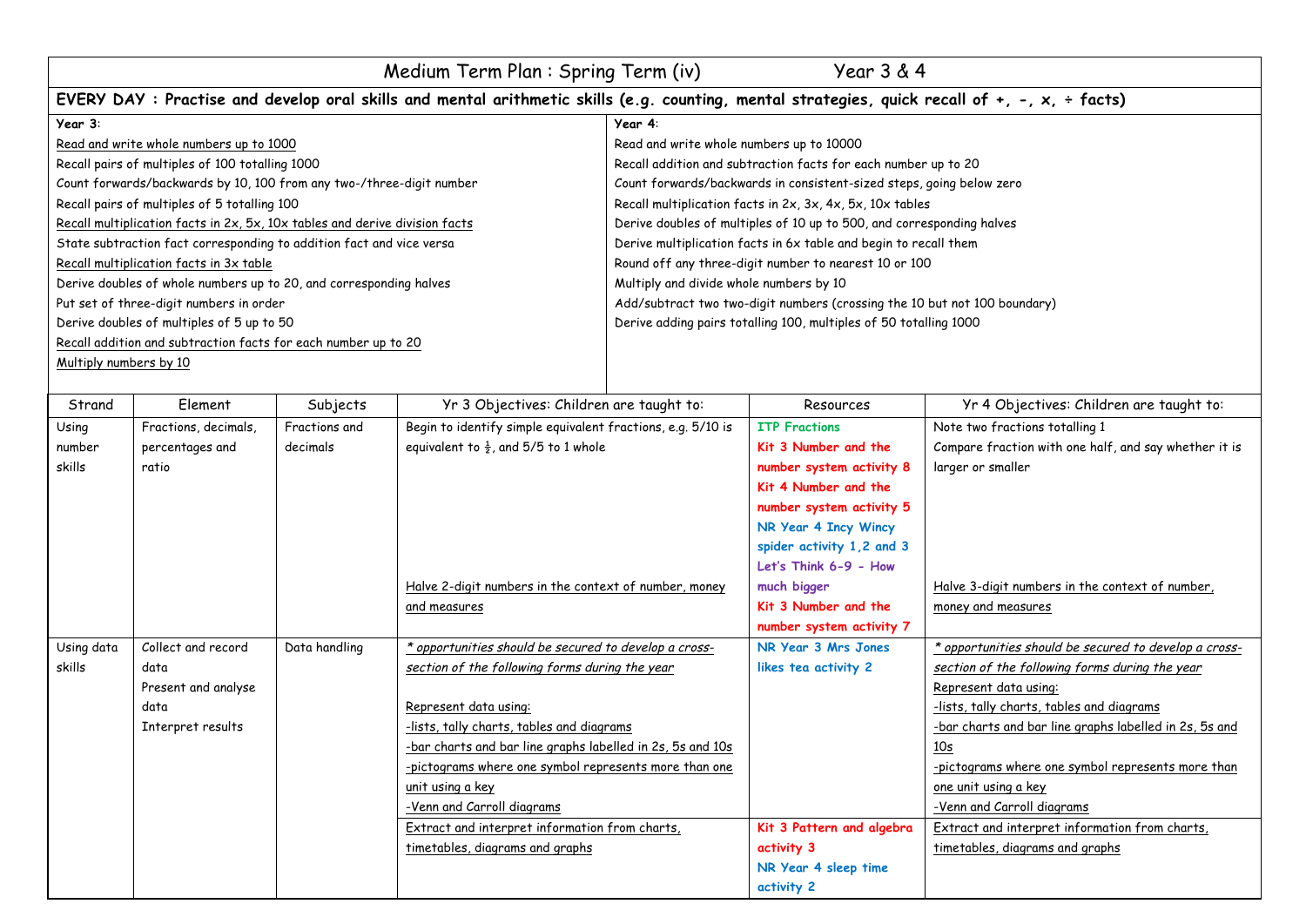# Medium Term Plan : Spring Term (iv) Year 3 & 4

**EVERY DAY : Practise and develop oral skills and mental arithmetic skills (e.g. counting, mental strategies, quick recall of +, -, x, ÷ facts)**

| **Year 3**: | **Year 4**: |
|---|---|
| Read and write whole numbers up to 1000<br>Recall pairs of multiples of 100 totalling 1000<br>Count forwards/backwards by 10, 100 from any two-/three-digit number<br>Recall pairs of multiples of 5 totalling 100<br>Recall multiplication facts in 2x, 5x, 10x tables and derive division facts<br>State subtraction fact corresponding to addition fact and vice versa<br>Recall multiplication facts in 3x table<br>Derive doubles of whole numbers up to 20, and corresponding halves<br>Put set of three-digit numbers in order<br>Derive doubles of multiples of 5 up to 50<br>Recall addition and subtraction facts for each number up to 20<br>Multiply numbers by 10 | Read and write whole numbers up to 10000<br>Recall addition and subtraction facts for each number up to 20<br>Count forwards/backwards in consistent-sized steps, going below zero<br>Recall multiplication facts in 2x, 3x, 4x, 5x, 10x tables<br>Derive doubles of multiples of 10 up to 500, and corresponding halves<br>Derive multiplication facts in 6x table and begin to recall them<br>Round off any three-digit number to nearest 10 or 100<br>Multiply and divide whole numbers by 10<br>Add/subtract two two-digit numbers (crossing the 10 but not 100 boundary)<br>Derive adding pairs totalling 100, multiples of 50 totalling 1000 |

| Strand | Element | Subjects | Yr 3 Objectives: Children are taught to: | Resources | Yr 4 Objectives: Children are taught to: |
|---|---|---|---|---|---|
| Using number skills | Fractions, decimals, percentages and ratio | Fractions and decimals | Begin to identify simple equivalent fractions, e.g. 5/10 is equivalent to ½, and 5/5 to 1 whole | **ITP Fractions**<br>**Kit 3 Number and the number system activity 8**<br>**Kit 4 Number and the number system activity 5**<br>**NR Year 4 Incy Wincy spider activity 1,2 and 3**<br>**Let's Think 6-9 - How much bigger** | Note two fractions totalling 1<br>Compare fraction with one half, and say whether it is larger or smaller |
| | | | Halve 2-digit numbers in the context of number, money and measures | **Kit 3 Number and the number system activity 7** | Halve 3-digit numbers in the context of number, money and measures |
| Using data skills | Collect and record data<br>Present and analyse data<br>Interpret results | Data handling | *\* opportunities should be secured to develop a cross-section of the following forms during the year*<br><br>Represent data using:<br>-lists, tally charts, tables and diagrams<br>-bar charts and bar line graphs labelled in 2s, 5s and 10s<br>-pictograms where one symbol represents more than one unit using a key<br>-Venn and Carroll diagrams | **NR Year 3 Mrs Jones likes tea activity 2** | *\* opportunities should be secured to develop a cross-section of the following forms during the year*<br>Represent data using:<br>-lists, tally charts, tables and diagrams<br>-bar charts and bar line graphs labelled in 2s, 5s and 10s<br>-pictograms where one symbol represents more than one unit using a key<br>-Venn and Carroll diagrams |
| | | | Extract and interpret information from charts, timetables, diagrams and graphs | **Kit 3 Pattern and algebra activity 3**<br>**NR Year 4 sleep time activity 2** | Extract and interpret information from charts, timetables, diagrams and graphs |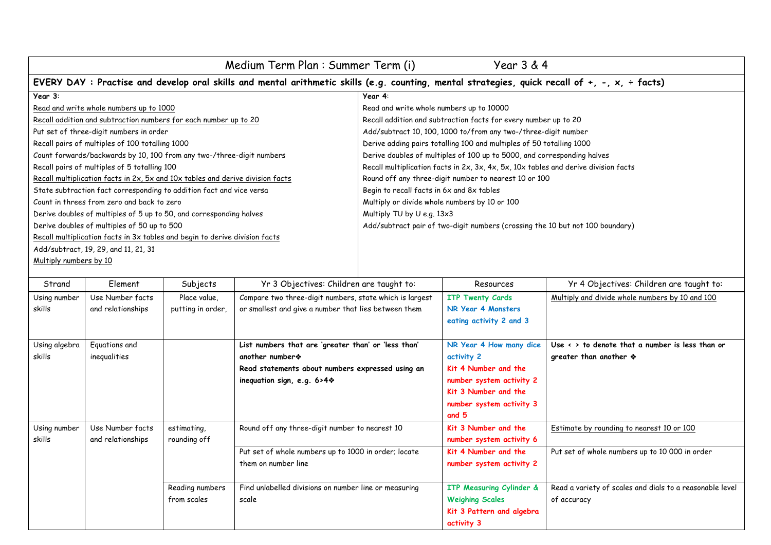# Medium Term Plan : Summer Term (i) Year 3 & 4

**EVERY DAY : Practise and develop oral skills and mental arithmetic skills (e.g. counting, mental strategies, quick recall of +, -, x, ÷ facts)**

**Year 3**:

<u>Read and write whole numbers up to 1000</u>
<u>Recall addition and subtraction numbers for each number up to 20</u>
Put set of three-digit numbers in order
Recall pairs of multiples of 100 totalling 1000
Count forwards/backwards by 10, 100 from any two-/three-digit numbers
Recall pairs of multiples of 5 totalling 100
<u>Recall multiplication facts in 2x, 5x and 10x tables and derive division facts</u>
State subtraction fact corresponding to addition fact and vice versa
Count in threes from zero and back to zero
Derive doubles of multiples of 5 up to 50, and corresponding halves
Derive doubles of multiples of 50 up to 500
<u>Recall multiplication facts in 3x tables and begin to derive division facts</u>
Add/subtract, 19, 29, and 11, 21, 31
<u>Multiply numbers by 10</u>

**Year 4**:

Read and write whole numbers up to 10000
Recall addition and subtraction facts for every number up to 20
Add/subtract 10, 100, 1000 to/from any two-/three-digit number
Derive adding pairs totalling 100 and multiples of 50 totalling 1000
Derive doubles of multiples of 100 up to 5000, and corresponding halves
Recall multiplication facts in 2x, 3x, 4x, 5x, 10x tables and derive division facts
Round off any three-digit number to nearest 10 or 100
Begin to recall facts in 6x and 8x tables
Multiply or divide whole numbers by 10 or 100
Multiply TU by U e.g. 13x3
Add/subtract pair of two-digit numbers (crossing the 10 but not 100 boundary)

| Strand | Element | Subjects | Yr 3 Objectives: Children are taught to: | Resources | Yr 4 Objectives: Children are taught to: |
|---|---|---|---|---|---|
| Using number skills | Use Number facts and relationships | Place value, putting in order, | Compare two three-digit numbers, state which is largest or smallest and give a number that lies between them | **ITP Twenty Cards**<br>**NR Year 4 Monsters eating activity 2 and 3** | <u>Multiply and divide whole numbers by 10 and 100</u> |
| Using algebra skills | Equations and inequalities | | **List numbers that are 'greater than' or 'less than' another number❖**<br>**Read statements about numbers expressed using an inequation sign, e.g. 6>4❖** | **NR Year 4 How many dice activity 2**<br>**Kit 4 Number and the number system activity 2**<br>**Kit 3 Number and the number system activity 3 and 5** | **Use < > to denote that a number is less than or greater than another ❖** |
| Using number skills | Use Number facts and relationships | estimating, rounding off | Round off any three-digit number to nearest 10 | **Kit 3 Number and the number system activity 6** | <u>Estimate by rounding to nearest 10 or 100</u> |
| | | | Put set of whole numbers up to 1000 in order; locate them on number line | **Kit 4 Number and the number system activity 2** | Put set of whole numbers up to 10 000 in order |
| | | Reading numbers from scales | Find unlabelled divisions on number line or measuring scale | **ITP Measuring Cylinder & Weighing Scales**<br>**Kit 3 Pattern and algebra activity 3** | Read a variety of scales and dials to a reasonable level of accuracy |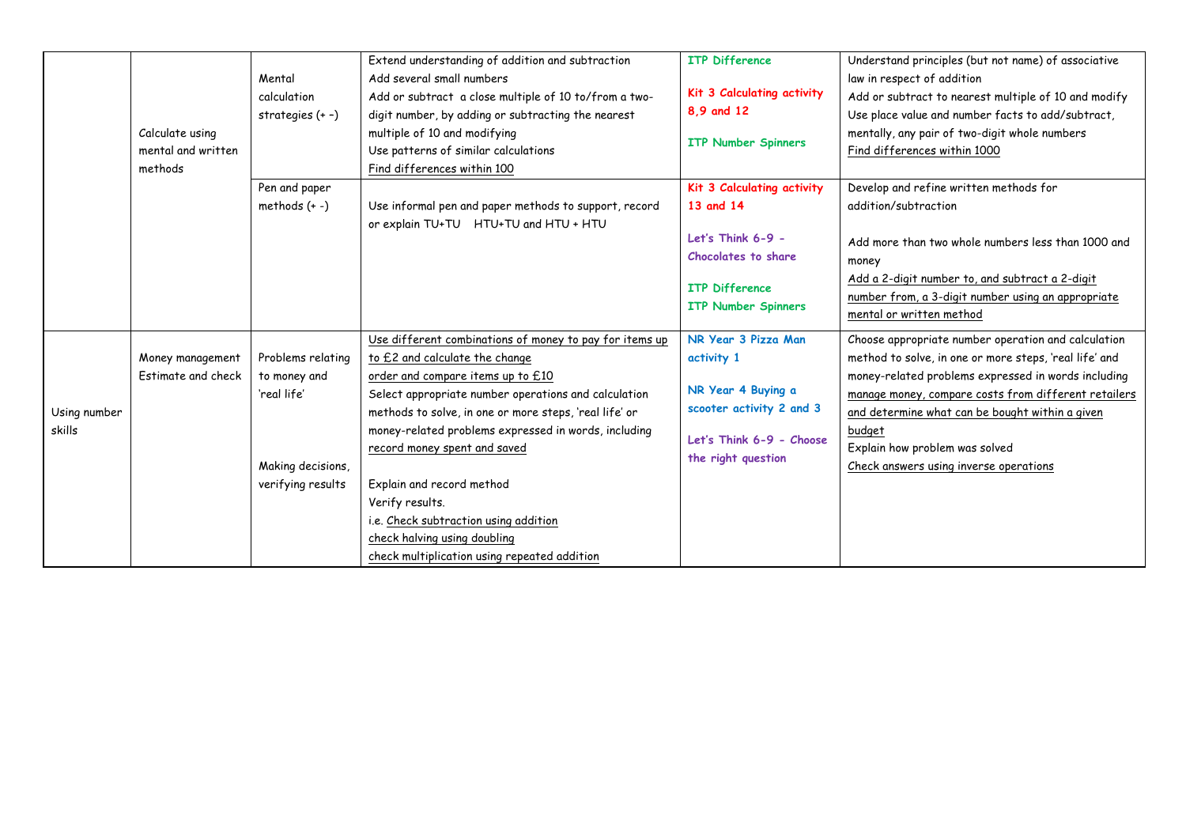| | | | | | |
|---|---|---|---|---|---|
| | Calculate using mental and written methods | Mental calculation strategies (+ –) | Extend understanding of addition and subtraction<br>Add several small numbers<br>Add or subtract a close multiple of 10 to/from a two-digit number, by adding or subtracting the nearest multiple of 10 and modifying<br>Use patterns of similar calculations<br>Find differences within 100 | ITP Difference<br><br>Kit 3 Calculating activity 8,9 and 12<br><br>ITP Number Spinners | Understand principles (but not name) of associative law in respect of addition<br>Add or subtract to nearest multiple of 10 and modify<br>Use place value and number facts to add/subtract, mentally, any pair of two-digit whole numbers<br>Find differences within 1000 |
| | | Pen and paper methods (+ -) | Use informal pen and paper methods to support, record or explain TU+TU HTU+TU and HTU + HTU | Kit 3 Calculating activity 13 and 14<br><br>Let's Think 6-9 - Chocolates to share<br><br>ITP Difference<br>ITP Number Spinners | Develop and refine written methods for addition/subtraction<br><br>Add more than two whole numbers less than 1000 and money<br>Add a 2-digit number to, and subtract a 2-digit number from, a 3-digit number using an appropriate mental or written method |
| Using number skills | Money management<br>Estimate and check | Problems relating to money and 'real life'<br><br><br>Making decisions, verifying results | Use different combinations of money to pay for items up to £2 and calculate the change<br>order and compare items up to £10<br>Select appropriate number operations and calculation methods to solve, in one or more steps, 'real life' or money-related problems expressed in words, including record money spent and saved<br><br>Explain and record method<br>Verify results.<br>i.e. Check subtraction using addition<br>check halving using doubling<br>check multiplication using repeated addition | NR Year 3 Pizza Man activity 1<br><br>NR Year 4 Buying a scooter activity 2 and 3<br><br>Let's Think 6-9 - Choose the right question | Choose appropriate number operation and calculation method to solve, in one or more steps, 'real life' and money-related problems expressed in words including manage money, compare costs from different retailers and determine what can be bought within a given budget<br>Explain how problem was solved<br>Check answers using inverse operations |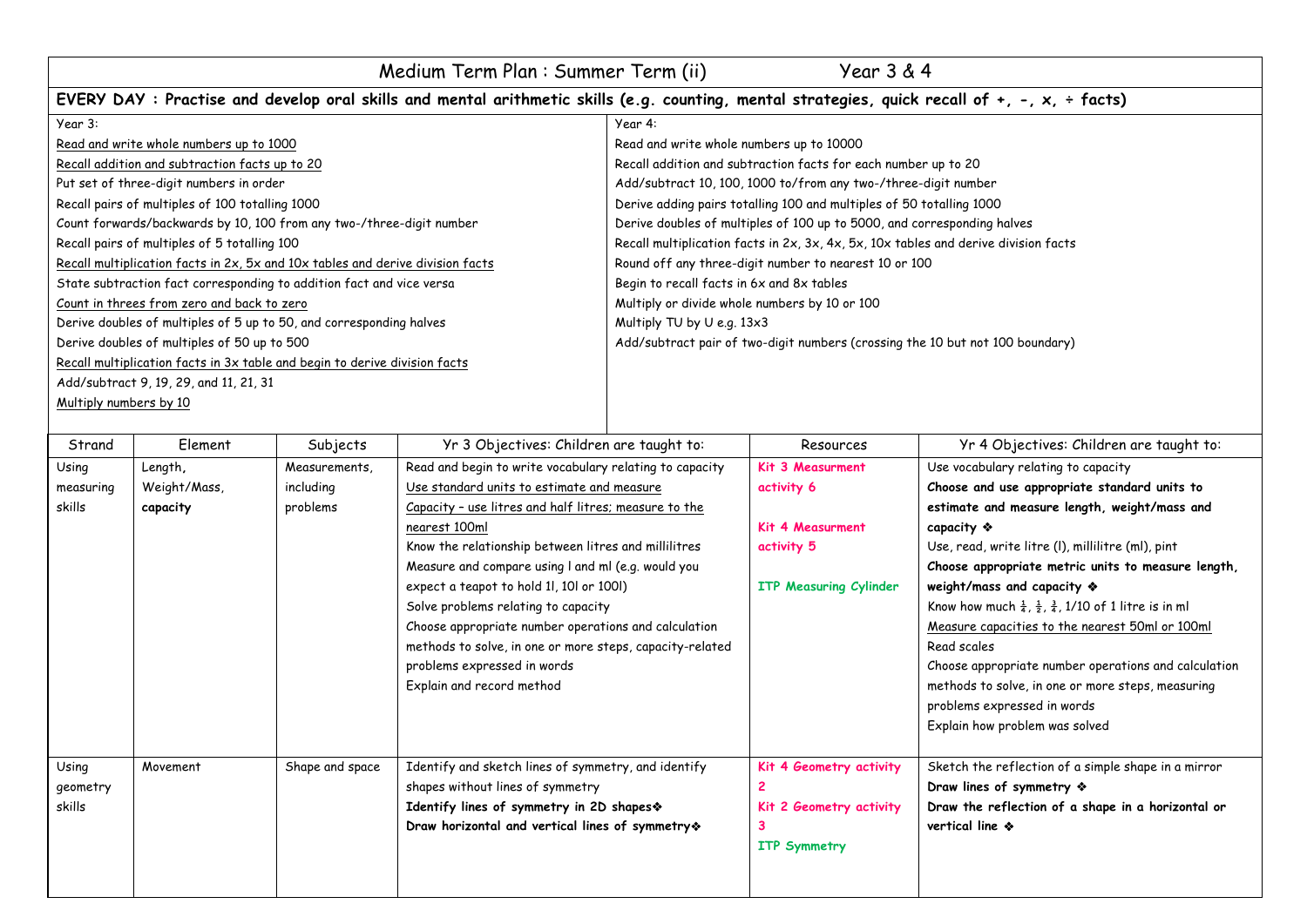# Medium Term Plan : Summer Term (ii) Year 3 & 4

**EVERY DAY : Practise and develop oral skills and mental arithmetic skills (e.g. counting, mental strategies, quick recall of +, -, x, ÷ facts)**

| Year 3: | Year 4: |
|---|---|
| Read and write whole numbers up to 1000 | Read and write whole numbers up to 10000 |
| Recall addition and subtraction facts up to 20 | Recall addition and subtraction facts for each number up to 20 |
| Put set of three-digit numbers in order | Add/subtract 10, 100, 1000 to/from any two-/three-digit number |
| Recall pairs of multiples of 100 totalling 1000 | Derive adding pairs totalling 100 and multiples of 50 totalling 1000 |
| Count forwards/backwards by 10, 100 from any two-/three-digit number | Derive doubles of multiples of 100 up to 5000, and corresponding halves |
| Recall pairs of multiples of 5 totalling 100 | Recall multiplication facts in 2x, 3x, 4x, 5x, 10x tables and derive division facts |
| Recall multiplication facts in 2x, 5x and 10x tables and derive division facts | Round off any three-digit number to nearest 10 or 100 |
| State subtraction fact corresponding to addition fact and vice versa | Begin to recall facts in 6x and 8x tables |
| Count in threes from zero and back to zero | Multiply or divide whole numbers by 10 or 100 |
| Derive doubles of multiples of 5 up to 50, and corresponding halves | Multiply TU by U e.g. 13x3 |
| Derive doubles of multiples of 50 up to 500 | Add/subtract pair of two-digit numbers (crossing the 10 but not 100 boundary) |
| Recall multiplication facts in 3x table and begin to derive division facts | |
| Add/subtract 9, 19, 29, and 11, 21, 31 | |
| Multiply numbers by 10 | |

| Strand | Element | Subjects | Yr 3 Objectives: Children are taught to: | Resources | Yr 4 Objectives: Children are taught to: |
|---|---|---|---|---|---|
| Using measuring skills | Length, Weight/Mass, **capacity** | Measurements, including problems | Read and begin to write vocabulary relating to capacity<br>Use standard units to estimate and measure<br>Capacity – use litres and half litres; measure to the nearest 100ml<br>Know the relationship between litres and millilitres<br>Measure and compare using l and ml (e.g. would you expect a teapot to hold 1l, 10l or 100l)<br>Solve problems relating to capacity<br>Choose appropriate number operations and calculation methods to solve, in one or more steps, capacity-related problems expressed in words<br>Explain and record method | **Kit 3 Measurment activity 6**<br><br>**Kit 4 Measurment activity 5**<br><br>**ITP Measuring Cylinder** | Use vocabulary relating to capacity<br>**Choose and use appropriate standard units to estimate and measure length, weight/mass and capacity ❖**<br>Use, read, write litre (l), millilitre (ml), pint<br>**Choose appropriate metric units to measure length, weight/mass and capacity ❖**<br>Know how much $\frac{1}{4}$, $\frac{1}{2}$, $\frac{3}{4}$, 1/10 of 1 litre is in ml<br>Measure capacities to the nearest 50ml or 100ml<br>Read scales<br>Choose appropriate number operations and calculation methods to solve, in one or more steps, measuring problems expressed in words<br>Explain how problem was solved |
| Using geometry skills | Movement | Shape and space | Identify and sketch lines of symmetry, and identify shapes without lines of symmetry<br>**Identify lines of symmetry in 2D shapes❖**<br>**Draw horizontal and vertical lines of symmetry❖** | **Kit 4 Geometry activity 2**<br>**Kit 2 Geometry activity 3**<br>**ITP Symmetry** | Sketch the reflection of a simple shape in a mirror<br>**Draw lines of symmetry ❖**<br>**Draw the reflection of a shape in a horizontal or vertical line ❖** |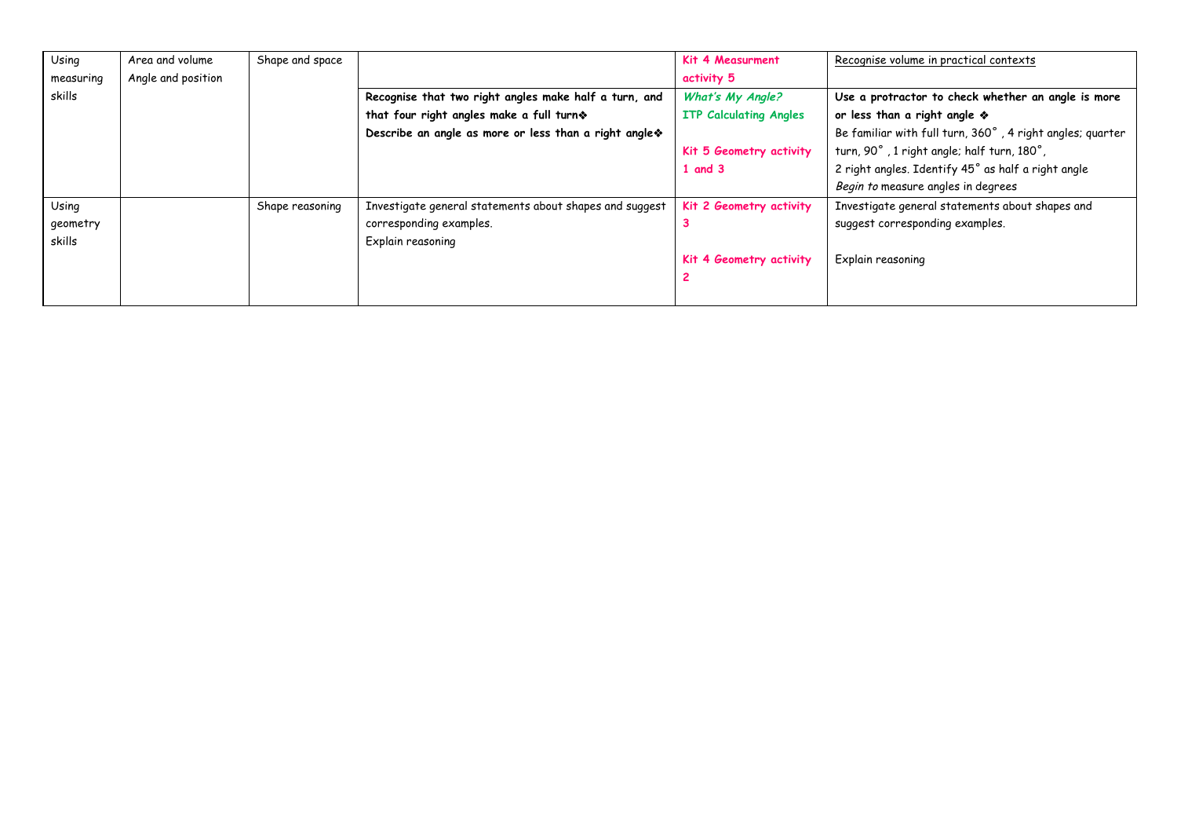| | | | | | |
|---|---|---|---|---|---|
| Using measuring skills | Area and volume<br>Angle and position | Shape and space | | **Kit 4 Measurment activity 5** | Recognise volume in practical contexts |
| | | | **Recognise that two right angles make half a turn, and that four right angles make a full turn❖**<br>**Describe an angle as more or less than a right angle❖** | ***What's My Angle?***<br>**ITP Calculating Angles**<br><br>**Kit 5 Geometry activity 1 and 3** | **Use a protractor to check whether an angle is more or less than a right angle ❖**<br>Be familiar with full turn, 360˚, 4 right angles; quarter turn, 90˚, 1 right angle; half turn, 180˚, 2 right angles. Identify 45˚ as half a right angle<br>*Begin to* measure angles in degrees |
| Using geometry skills | | Shape reasoning | Investigate general statements about shapes and suggest corresponding examples.<br>Explain reasoning | **Kit 2 Geometry activity 3**<br><br>**Kit 4 Geometry activity 2** | Investigate general statements about shapes and suggest corresponding examples.<br><br>Explain reasoning |